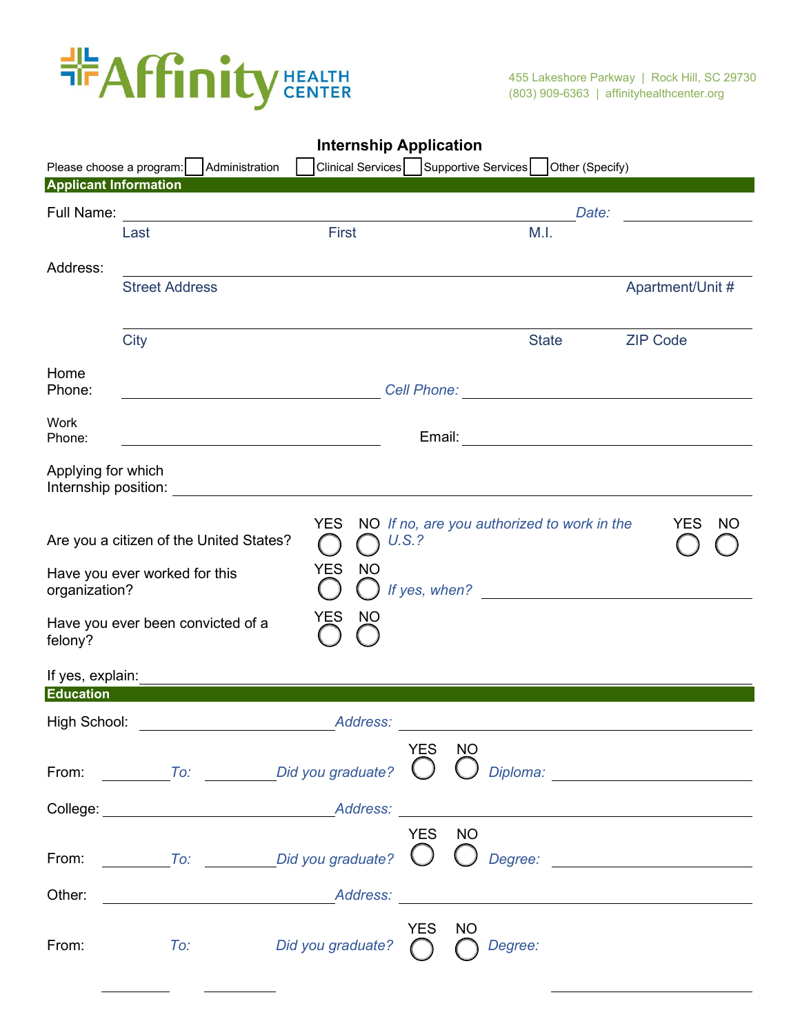# Affinity HEALTH CENTER

455 Lakeshore Parkway | Rock Hill, SC 29730
(803) 909-6363 | affinityhealthcenter.org

## Internship Application

Please choose a program: ☐ Administration ☐ Clinical Services ☐ Supportive Services ☐ Other (Specify)

### Applicant Information

Full Name: ______________________________________ *Date:* ____________

Last First M.I.

Address: ______________________________________

Street Address Apartment/Unit #

______________________________________

City State ZIP Code

Home Phone: ____________________ *Cell Phone:* ____________________

Work Phone: ____________________ Email: ____________________

Applying for which Internship position: ______________________________________

Are you a citizen of the United States? YES ◯ NO ◯ *If no, are you authorized to work in the U.S.?* YES ◯ NO ◯

Have you ever worked for this organization? YES ◯ NO ◯ *If yes, when?* ____________________

Have you ever been convicted of a felony? YES ◯ NO ◯

If yes, explain: ______________________________________

### Education

High School: ____________________ *Address:* ____________________

From: __________ *To:* __________ *Did you graduate?* YES ◯ NO ◯ *Diploma:* ____________________

College: ____________________ *Address:* ____________________

From: __________ *To:* __________ *Did you graduate?* YES ◯ NO ◯ *Degree:* ____________________

Other: ____________________ *Address:* ____________________

From: __________ *To:* __________ *Did you graduate?* YES ◯ NO ◯ *Degree:* ____________________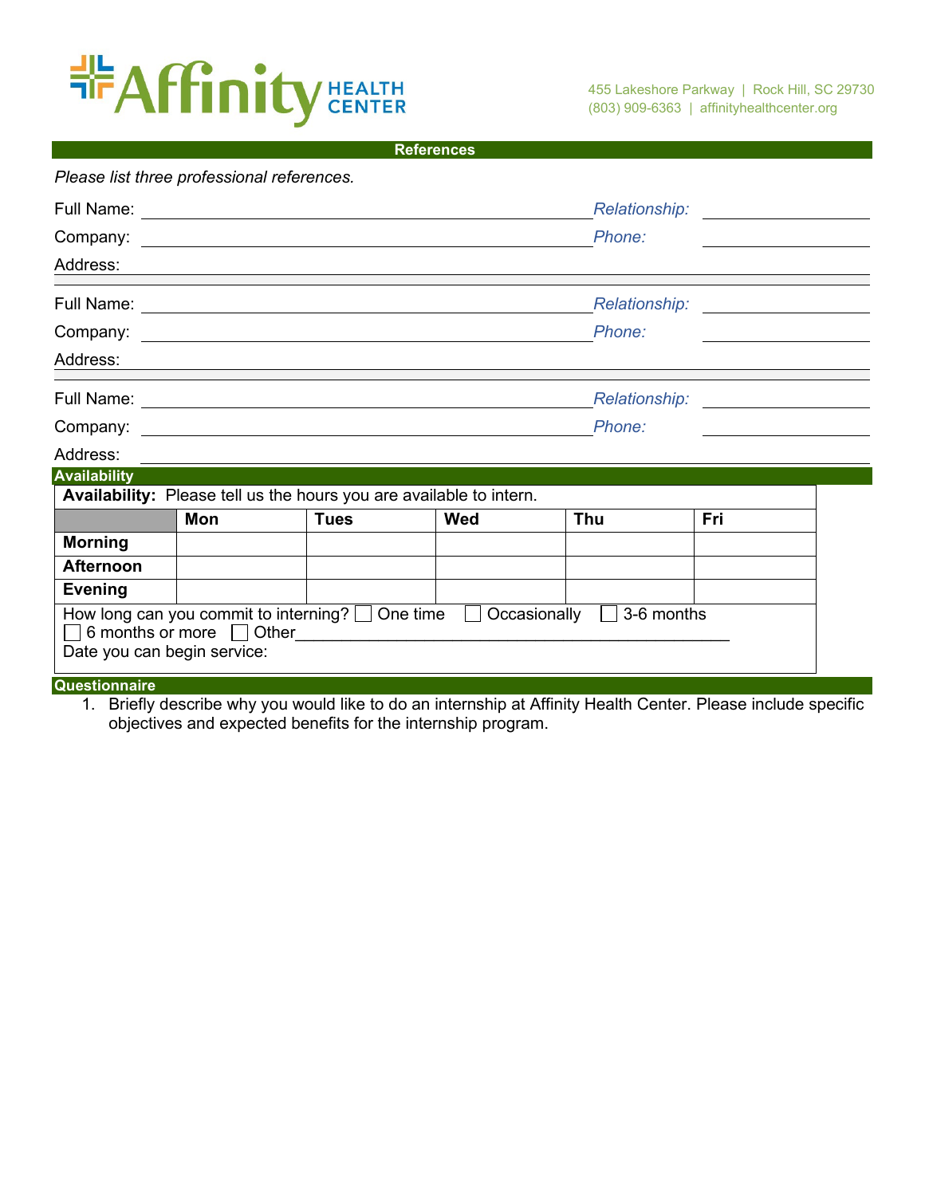Affinity HEALTH CENTER

455 Lakeshore Parkway | Rock Hill, SC 29730
(803) 909-6363 | affinityhealthcenter.org

## References

*Please list three professional references.*

Full Name: ____________________ *Relationship:* ____________
Company: ____________________ *Phone:* ____________
Address: ____________________

Full Name: ____________________ *Relationship:* ____________
Company: ____________________ *Phone:* ____________
Address: ____________________

Full Name: ____________________ *Relationship:* ____________
Company: ____________________ *Phone:* ____________
Address: ____________________

## Availability

**Availability:** Please tell us the hours you are available to intern.

| | Mon | Tues | Wed | Thu | Fri |
|---|---|---|---|---|---|
| **Morning** | | | | | |
| **Afternoon** | | | | | |
| **Evening** | | | | | |

How long can you commit to interning? ☐ One time ☐ Occasionally ☐ 3-6 months
☐ 6 months or more ☐ Other____________________
Date you can begin service:

## Questionnaire

1. Briefly describe why you would like to do an internship at Affinity Health Center. Please include specific objectives and expected benefits for the internship program.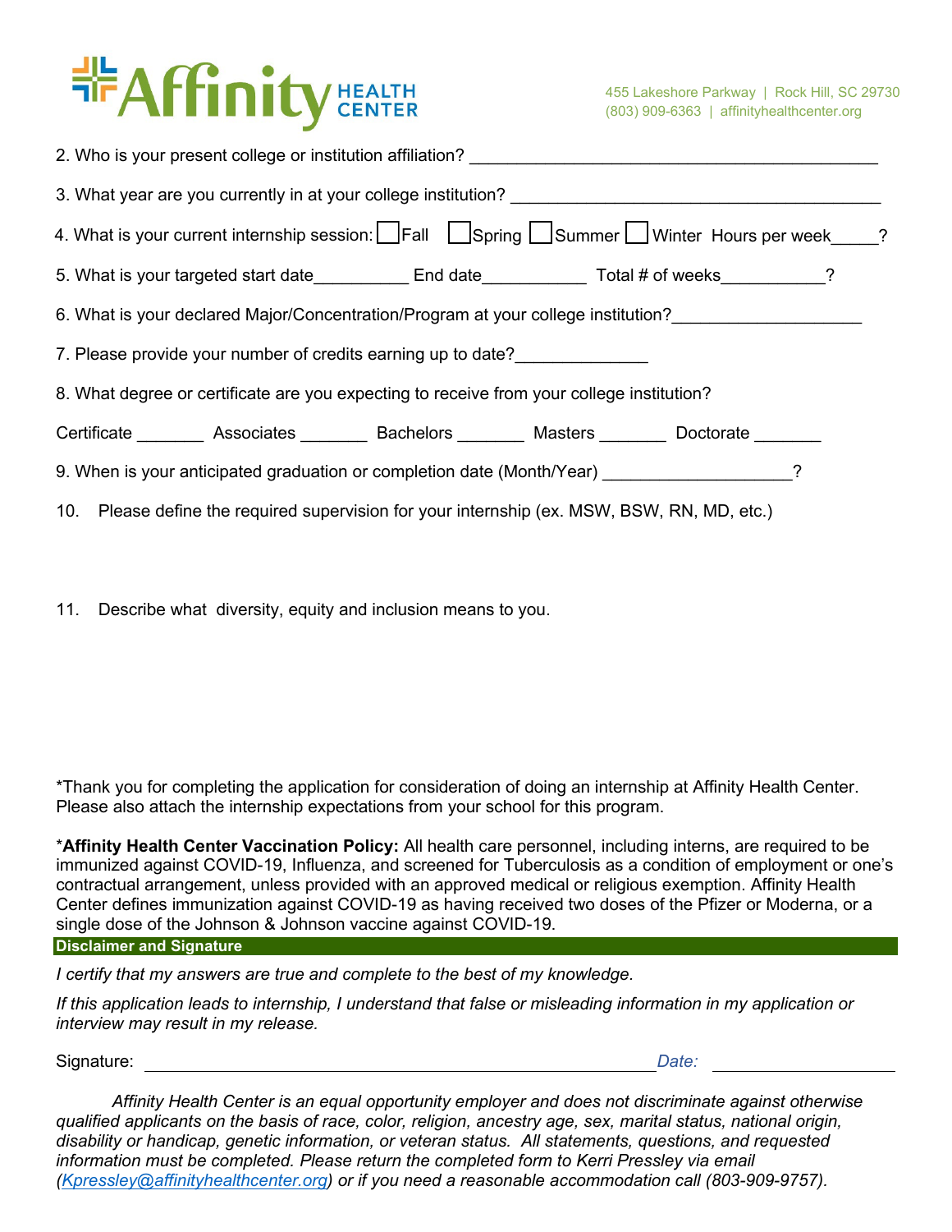455 Lakeshore Parkway | Rock Hill, SC 29730
(803) 909-6363 | affinityhealthcenter.org

2. Who is your present college or institution affiliation? ___________________________________________

3. What year are you currently in at your college institution? ___________________________________________

4. What is your current internship session: ☐ Fall ☐ Spring ☐ Summer ☐ Winter Hours per week_____?

5. What is your targeted start date__________ End date___________ Total # of weeks___________?

6. What is your declared Major/Concentration/Program at your college institution?____________________

7. Please provide your number of credits earning up to date?______________

8. What degree or certificate are you expecting to receive from your college institution?

Certificate _______ Associates _______ Bachelors _______ Masters _______ Doctorate _______

9. When is your anticipated graduation or completion date (Month/Year) ___________________?

10. Please define the required supervision for your internship (ex. MSW, BSW, RN, MD, etc.)

11. Describe what diversity, equity and inclusion means to you.

*Thank you for completing the application for consideration of doing an internship at Affinity Health Center. Please also attach the internship expectations from your school for this program.

***Affinity Health Center Vaccination Policy:** All health care personnel, including interns, are required to be immunized against COVID-19, Influenza, and screened for Tuberculosis as a condition of employment or one's contractual arrangement, unless provided with an approved medical or religious exemption. Affinity Health Center defines immunization against COVID-19 as having received two doses of the Pfizer or Moderna, or a single dose of the Johnson & Johnson vaccine against COVID-19.

## Disclaimer and Signature

*I certify that my answers are true and complete to the best of my knowledge.*

*If this application leads to internship, I understand that false or misleading information in my application or interview may result in my release.*

Signature: ___________________________________________ *Date:* ____________________

*Affinity Health Center is an equal opportunity employer and does not discriminate against otherwise qualified applicants on the basis of race, color, religion, ancestry age, sex, marital status, national origin, disability or handicap, genetic information, or veteran status. All statements, questions, and requested information must be completed. Please return the completed form to Kerri Pressley via email (Kpressley@affinityhealthcenter.org) or if you need a reasonable accommodation call (803-909-9757).*